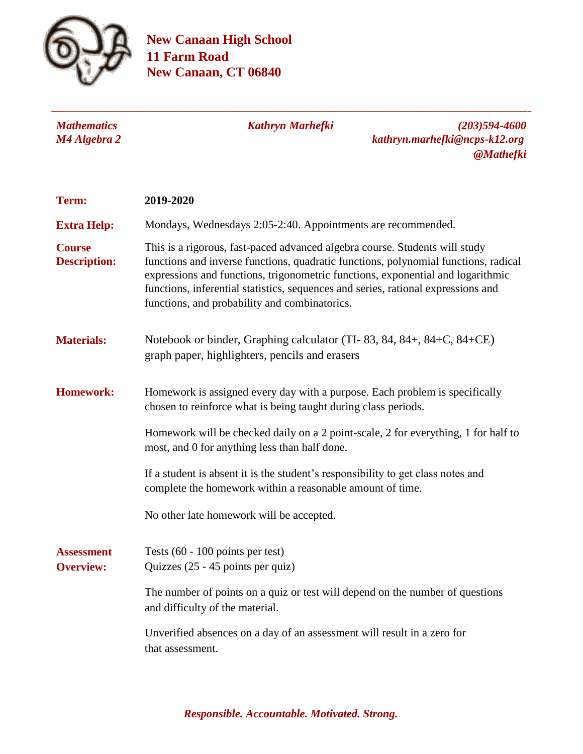# New Canaan High School
**11 Farm Road**
**New Canaan, CT 06840**

---

*Mathematics*
*M4 Algebra 2*

*Kathryn Marhefki*

*(203)594-4600*
*kathryn.marhefki@ncps-k12.org*
*@Mathefki*

**Term:** **2019-2020**

**Extra Help:** Mondays, Wednesdays 2:05-2:40. Appointments are recommended.

**Course Description:** This is a rigorous, fast-paced advanced algebra course. Students will study functions and inverse functions, quadratic functions, polynomial functions, radical expressions and functions, trigonometric functions, exponential and logarithmic functions, inferential statistics, sequences and series, rational expressions and functions, and probability and combinatorics.

**Materials:** Notebook or binder, Graphing calculator (TI- 83, 84, 84+, 84+C, 84+CE) graph paper, highlighters, pencils and erasers

**Homework:** Homework is assigned every day with a purpose. Each problem is specifically chosen to reinforce what is being taught during class periods.

Homework will be checked daily on a 2 point-scale, 2 for everything, 1 for half to most, and 0 for anything less than half done.

If a student is absent it is the student's responsibility to get class notes and complete the homework within a reasonable amount of time.

No other late homework will be accepted.

**Assessment Overview:** Tests (60 - 100 points per test)
Quizzes (25 - 45 points per quiz)

The number of points on a quiz or test will depend on the number of questions and difficulty of the material.

Unverified absences on a day of an assessment will result in a zero for that assessment.

*Responsible. Accountable. Motivated. Strong.*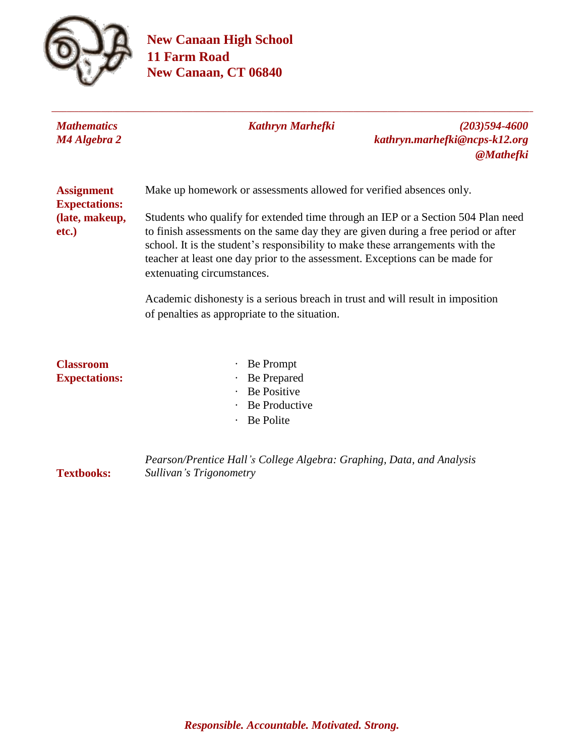**New Canaan High School**
**11 Farm Road**
**New Canaan, CT 06840**

---

*Mathematics*
*M4 Algebra 2*

*Kathryn Marhefki*

*(203)594-4600*
*kathryn.marhefki@ncps-k12.org*
*@Mathefki*

**Assignment Expectations: (late, makeup, etc.)**

Make up homework or assessments allowed for verified absences only.

Students who qualify for extended time through an IEP or a Section 504 Plan need to finish assessments on the same day they are given during a free period or after school. It is the student's responsibility to make these arrangements with the teacher at least one day prior to the assessment. Exceptions can be made for extenuating circumstances.

Academic dishonesty is a serious breach in trust and will result in imposition of penalties as appropriate to the situation.

**Classroom Expectations:**

- Be Prompt
- Be Prepared
- Be Positive
- Be Productive
- Be Polite

**Textbooks:**

*Pearson/Prentice Hall's College Algebra: Graphing, Data, and Analysis*
*Sullivan's Trigonometry*

***Responsible. Accountable. Motivated. Strong.***